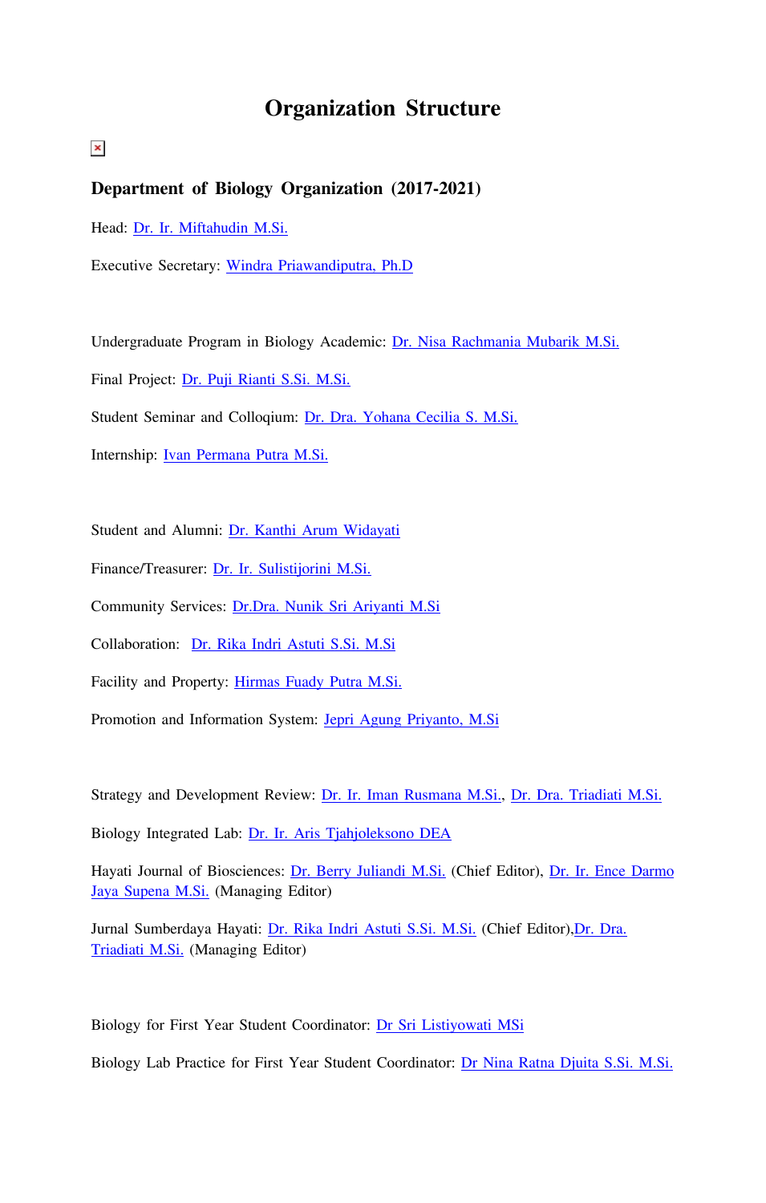# Organization Structure

## Department of Biology Organization (2017-2021)

Head: Dr. Ir. Miftahudin M.Si.

Executive Secretary: Windra Priawandiputra, Ph.D

Undergraduate Program in Biology Academic: Dr. Nisa Rachmania Mubarik M.Si.

Final Project: Dr. Puji Rianti S.Si. M.Si.

Student Seminar and Colloqium: Dr. Dra. Yohana Cecilia S. M.Si.

Internship: Ivan Permana Putra M.Si.

Student and Alumni: Dr. Kanthi Arum Widayati

Finance/Treasurer: Dr. Ir. Sulistijorini M.Si.

Community Services: Dr.Dra. Nunik Sri Ariyanti M.Si

Collaboration: Dr. Rika Indri Astuti S.Si. M.Si

Facility and Property: Hirmas Fuady Putra M.Si.

Promotion and Information System: Jepri Agung Priyanto, M.Si

Strategy and Development Review: Dr. Ir. Iman Rusmana M.Si., Dr. Dra. Triadiati M.Si.

Biology Integrated Lab: Dr. Ir. Aris Tjahjoleksono DEA

Hayati Journal of Biosciences: Dr. Berry Juliandi M.Si. (Chief Editor), Dr. Ir. Ence Darmo Jaya Supena M.Si. (Managing Editor)

Jurnal Sumberdaya Hayati: Dr. Rika Indri Astuti S.Si. M.Si. (Chief Editor),Dr. Dra. Triadiati M.Si. (Managing Editor)

Biology for First Year Student Coordinator: Dr Sri Listiyowati MSi

Biology Lab Practice for First Year Student Coordinator: Dr Nina Ratna Djuita S.Si. M.Si.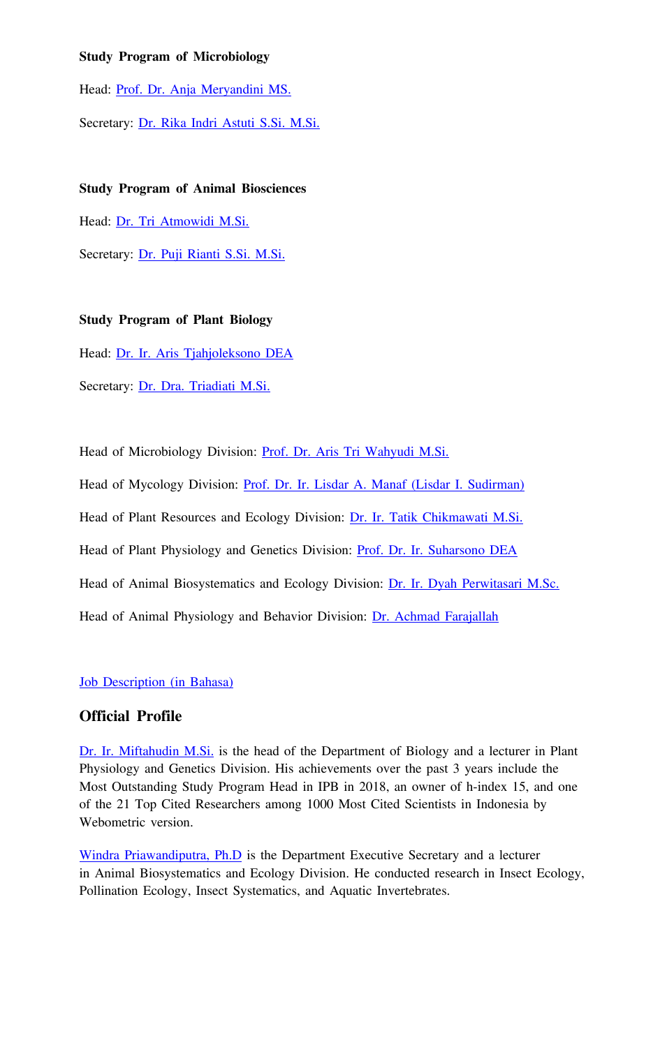**Study Program of Microbiology**

Head: Prof. Dr. Anja Meryandini MS.

Secretary: Dr. Rika Indri Astuti S.Si. M.Si.

**Study Program of Animal Biosciences**

Head: Dr. Tri Atmowidi M.Si.

Secretary: Dr. Puji Rianti S.Si. M.Si.

**Study Program of Plant Biology**

Head: Dr. Ir. Aris Tjahjoleksono DEA

Secretary: Dr. Dra. Triadiati M.Si.

Head of Microbiology Division: Prof. Dr. Aris Tri Wahyudi M.Si.

Head of Mycology Division: Prof. Dr. Ir. Lisdar A. Manaf (Lisdar I. Sudirman)

Head of Plant Resources and Ecology Division: Dr. Ir. Tatik Chikmawati M.Si.

Head of Plant Physiology and Genetics Division: Prof. Dr. Ir. Suharsono DEA

Head of Animal Biosystematics and Ecology Division: Dr. Ir. Dyah Perwitasari M.Sc.

Head of Animal Physiology and Behavior Division: Dr. Achmad Farajallah

Job Description (in Bahasa)

## Official Profile

Dr. Ir. Miftahudin M.Si. is the head of the Department of Biology and a lecturer in Plant Physiology and Genetics Division. His achievements over the past 3 years include the Most Outstanding Study Program Head in IPB in 2018, an owner of h-index 15, and one of the 21 Top Cited Researchers among 1000 Most Cited Scientists in Indonesia by Webometric version.

Windra Priawandiputra, Ph.D is the Department Executive Secretary and a lecturer in Animal Biosystematics and Ecology Division. He conducted research in Insect Ecology, Pollination Ecology, Insect Systematics, and Aquatic Invertebrates.